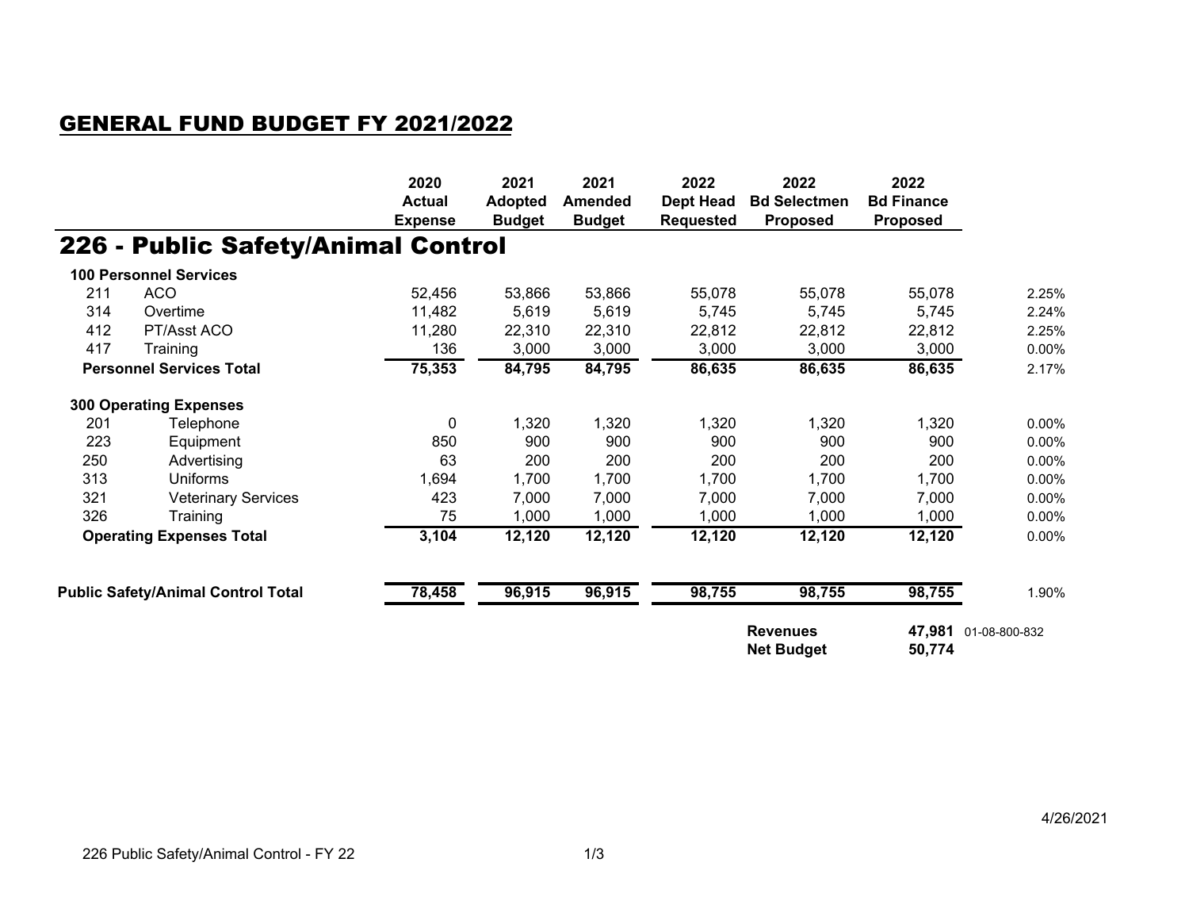# GENERAL FUND BUDGET FY 2021/2022

## 226 - Public Safety/Animal Control

| | | 2020 Actual Expense | 2021 Adopted Budget | 2021 Amended Budget | 2022 Dept Head Requested | 2022 Bd Selectmen Proposed | 2022 Bd Finance Proposed | |
|---|---|---|---|---|---|---|---|---|
| **100 Personnel Services** | | | | | | | | |
| 211 | ACO | 52,456 | 53,866 | 53,866 | 55,078 | 55,078 | 55,078 | 2.25% |
| 314 | Overtime | 11,482 | 5,619 | 5,619 | 5,745 | 5,745 | 5,745 | 2.24% |
| 412 | PT/Asst ACO | 11,280 | 22,310 | 22,310 | 22,812 | 22,812 | 22,812 | 2.25% |
| 417 | Training | 136 | 3,000 | 3,000 | 3,000 | 3,000 | 3,000 | 0.00% |
| **Personnel Services Total** | | **75,353** | **84,795** | **84,795** | **86,635** | **86,635** | **86,635** | 2.17% |
| **300 Operating Expenses** | | | | | | | | |
| 201 | Telephone | 0 | 1,320 | 1,320 | 1,320 | 1,320 | 1,320 | 0.00% |
| 223 | Equipment | 850 | 900 | 900 | 900 | 900 | 900 | 0.00% |
| 250 | Advertising | 63 | 200 | 200 | 200 | 200 | 200 | 0.00% |
| 313 | Uniforms | 1,694 | 1,700 | 1,700 | 1,700 | 1,700 | 1,700 | 0.00% |
| 321 | Veterinary Services | 423 | 7,000 | 7,000 | 7,000 | 7,000 | 7,000 | 0.00% |
| 326 | Training | 75 | 1,000 | 1,000 | 1,000 | 1,000 | 1,000 | 0.00% |
| **Operating Expenses Total** | | **3,104** | **12,120** | **12,120** | **12,120** | **12,120** | **12,120** | 0.00% |
| **Public Safety/Animal Control Total** | | **78,458** | **96,915** | **96,915** | **98,755** | **98,755** | **98,755** | 1.90% |
| | | | | | | **Revenues** | **47,981** | 01-08-800-832 |
| | | | | | | **Net Budget** | **50,774** | |

4/26/2021

226 Public Safety/Animal Control - FY 22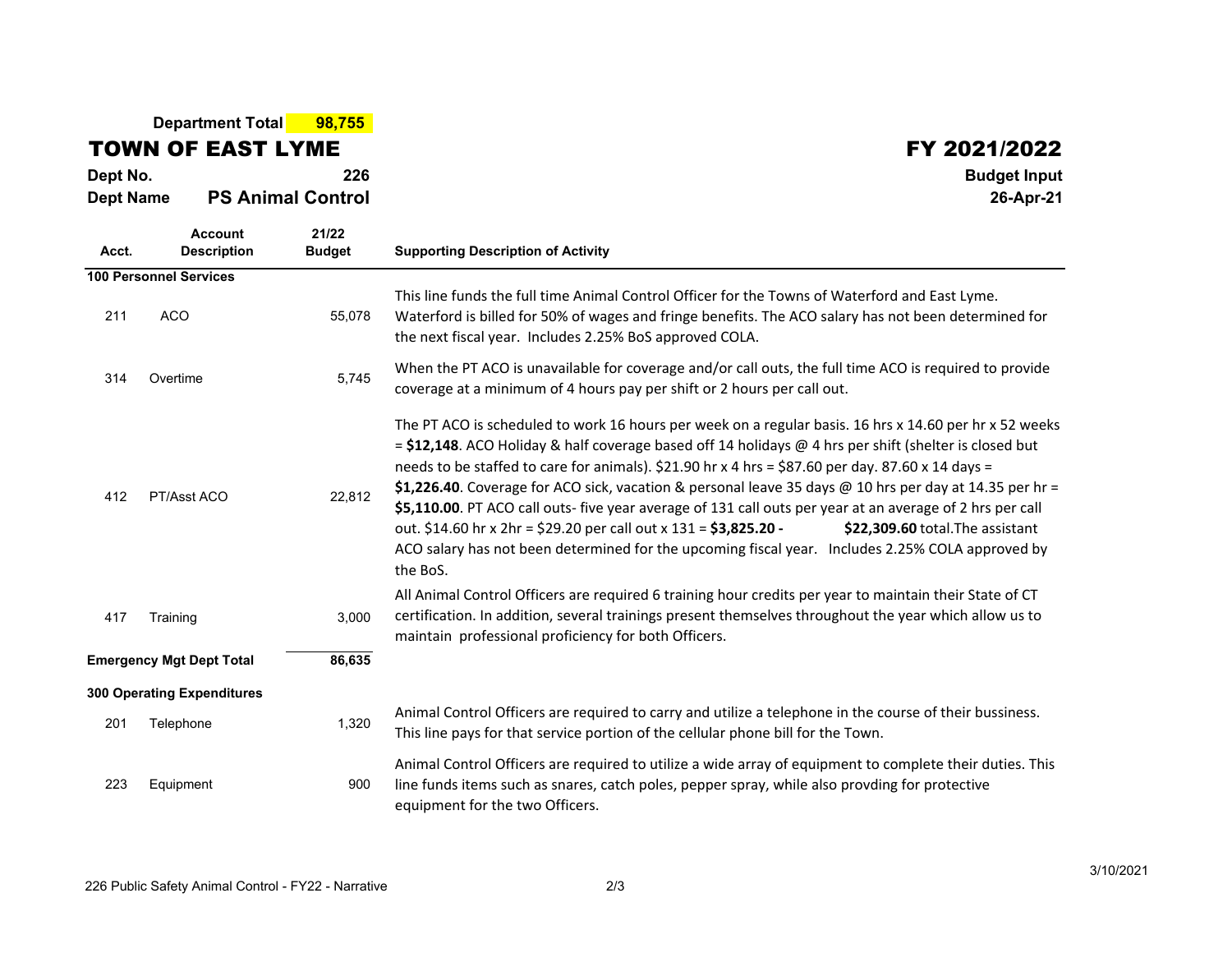**Department Total** **98,755**

# TOWN OF EAST LYME

**FY 2021/2022**

**Dept No.** **226**

**Dept Name** **PS Animal Control**

**Budget Input**

**26-Apr-21**

| Acct. | Account Description | 21/22 Budget | Supporting Description of Activity |
|---|---|---|---|
| **100 Personnel Services** | | | |
| 211 | ACO | 55,078 | This line funds the full time Animal Control Officer for the Towns of Waterford and East Lyme. Waterford is billed for 50% of wages and fringe benefits. The ACO salary has not been determined for the next fiscal year. Includes 2.25% BoS approved COLA. |
| 314 | Overtime | 5,745 | When the PT ACO is unavailable for coverage and/or call outs, the full time ACO is required to provide coverage at a minimum of 4 hours pay per shift or 2 hours per call out. |
| 412 | PT/Asst ACO | 22,812 | The PT ACO is scheduled to work 16 hours per week on a regular basis. 16 hrs x 14.60 per hr x 52 weeks = **$12,148**. ACO Holiday & half coverage based off 14 holidays @ 4 hrs per shift (shelter is closed but needs to be staffed to care for animals). $21.90 hr x 4 hrs = $87.60 per day. 87.60 x 14 days = **$1,226.40**. Coverage for ACO sick, vacation & personal leave 35 days @ 10 hrs per day at 14.35 per hr = **$5,110.00**. PT ACO call outs- five year average of 131 call outs per year at an average of 2 hrs per call out. $14.60 hr x 2hr = $29.20 per call out x 131 = **$3,825.20 -** **$22,309.60** total.The assistant ACO salary has not been determined for the upcoming fiscal year. Includes 2.25% COLA approved by the BoS. |
| 417 | Training | 3,000 | All Animal Control Officers are required 6 training hour credits per year to maintain their State of CT certification. In addition, several trainings present themselves throughout the year which allow us to maintain professional proficiency for both Officers. |
| **Emergency Mgt Dept Total** | | **86,635** | |
| **300 Operating Expenditures** | | | |
| 201 | Telephone | 1,320 | Animal Control Officers are required to carry and utilize a telephone in the course of their bussiness. This line pays for that service portion of the cellular phone bill for the Town. |
| 223 | Equipment | 900 | Animal Control Officers are required to utilize a wide array of equipment to complete their duties. This line funds items such as snares, catch poles, pepper spray, while also provding for protective equipment for the two Officers. |

226 Public Safety Animal Control - FY22 - Narrative

3/10/2021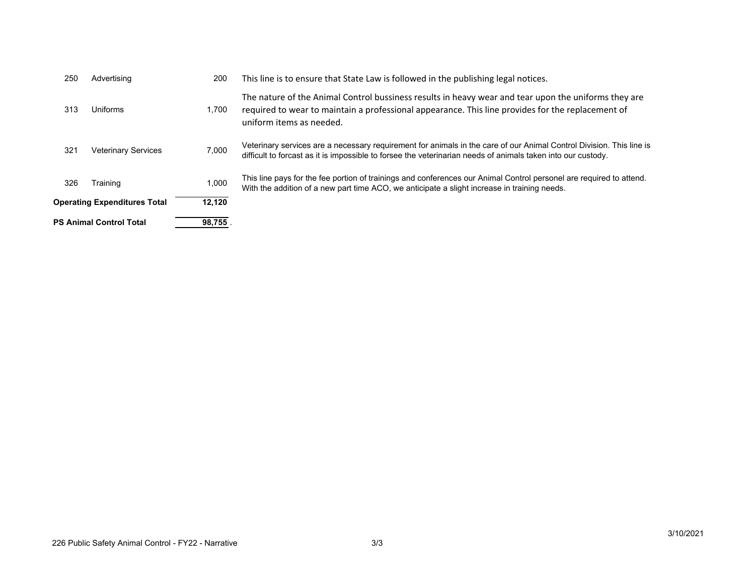| | | | |
|---|---|---|---|
| 250 | Advertising | 200 | This line is to ensure that State Law is followed in the publishing legal notices. |
| 313 | Uniforms | 1,700 | The nature of the Animal Control bussiness results in heavy wear and tear upon the uniforms they are required to wear to maintain a professional appearance. This line provides for the replacement of uniform items as needed. |
| 321 | Veterinary Services | 7,000 | Veterinary services are a necessary requirement for animals in the care of our Animal Control Division. This line is difficult to forcast as it is impossible to forsee the veterinarian needs of animals taken into our custody. |
| 326 | Training | 1,000 | This line pays for the fee portion of trainings and conferences our Animal Control personel are required to attend. With the addition of a new part time ACO, we anticipate a slight increase in training needs. |
| **Operating Expenditures Total** | | **12,120** | |
| **PS Animal Control Total** | | **98,755** | |

3/10/2021